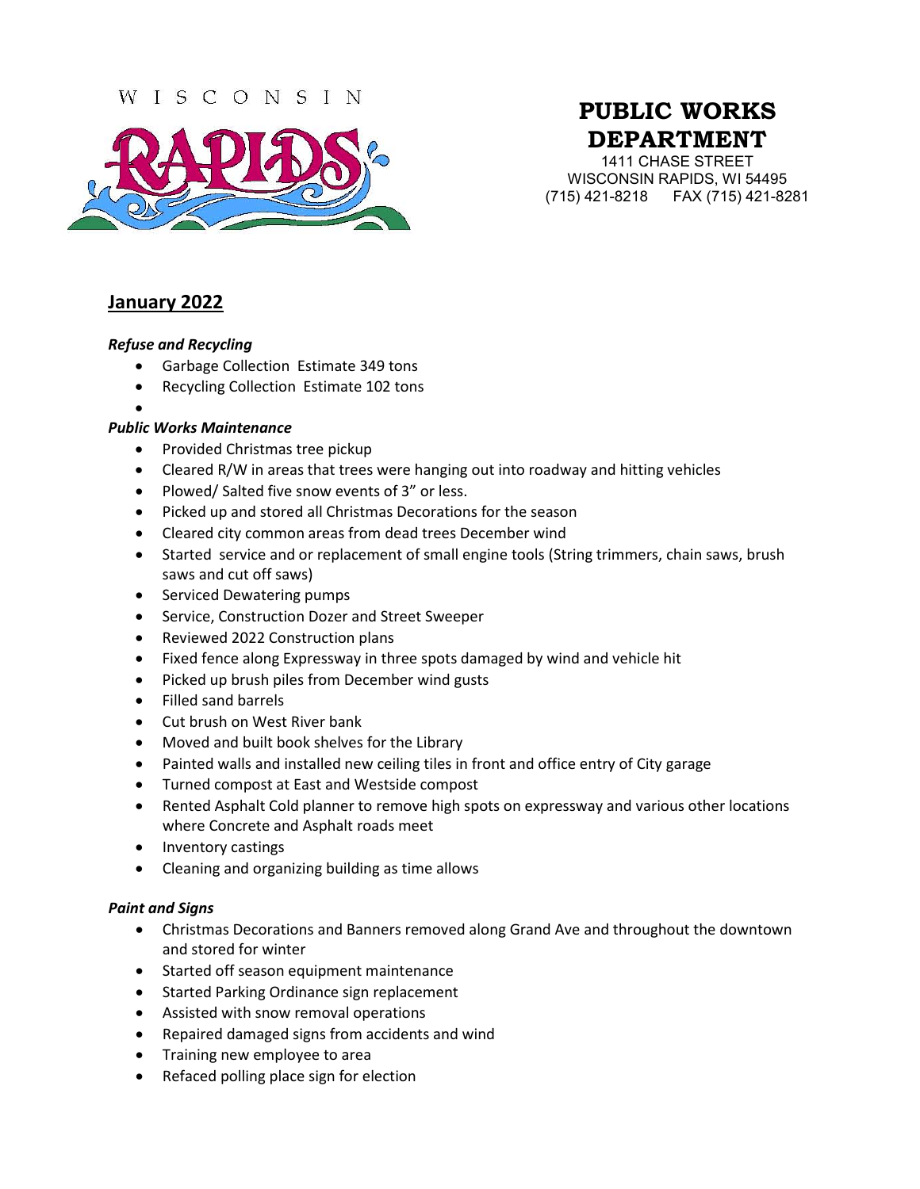WISCONSIN RAPIDS

# PUBLIC WORKS DEPARTMENT

1411 CHASE STREET
WISCONSIN RAPIDS, WI 54495
(715) 421-8218  FAX (715) 421-8281

## January 2022

### *Refuse and Recycling*

- Garbage Collection Estimate 349 tons
- Recycling Collection Estimate 102 tons
-

### *Public Works Maintenance*

- Provided Christmas tree pickup
- Cleared R/W in areas that trees were hanging out into roadway and hitting vehicles
- Plowed/ Salted five snow events of 3" or less.
- Picked up and stored all Christmas Decorations for the season
- Cleared city common areas from dead trees December wind
- Started service and or replacement of small engine tools (String trimmers, chain saws, brush saws and cut off saws)
- Serviced Dewatering pumps
- Service, Construction Dozer and Street Sweeper
- Reviewed 2022 Construction plans
- Fixed fence along Expressway in three spots damaged by wind and vehicle hit
- Picked up brush piles from December wind gusts
- Filled sand barrels
- Cut brush on West River bank
- Moved and built book shelves for the Library
- Painted walls and installed new ceiling tiles in front and office entry of City garage
- Turned compost at East and Westside compost
- Rented Asphalt Cold planner to remove high spots on expressway and various other locations where Concrete and Asphalt roads meet
- Inventory castings
- Cleaning and organizing building as time allows

### *Paint and Signs*

- Christmas Decorations and Banners removed along Grand Ave and throughout the downtown and stored for winter
- Started off season equipment maintenance
- Started Parking Ordinance sign replacement
- Assisted with snow removal operations
- Repaired damaged signs from accidents and wind
- Training new employee to area
- Refaced polling place sign for election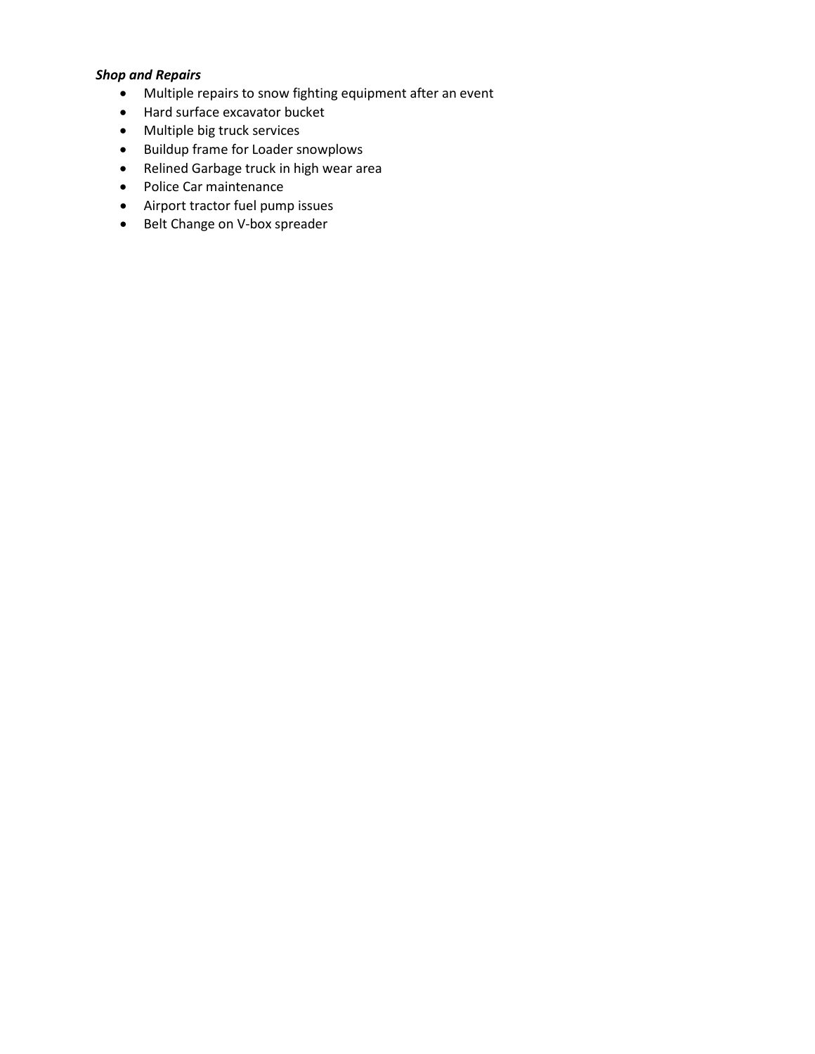***Shop and Repairs***

- Multiple repairs to snow fighting equipment after an event
- Hard surface excavator bucket
- Multiple big truck services
- Buildup frame for Loader snowplows
- Relined Garbage truck in high wear area
- Police Car maintenance
- Airport tractor fuel pump issues
- Belt Change on V-box spreader